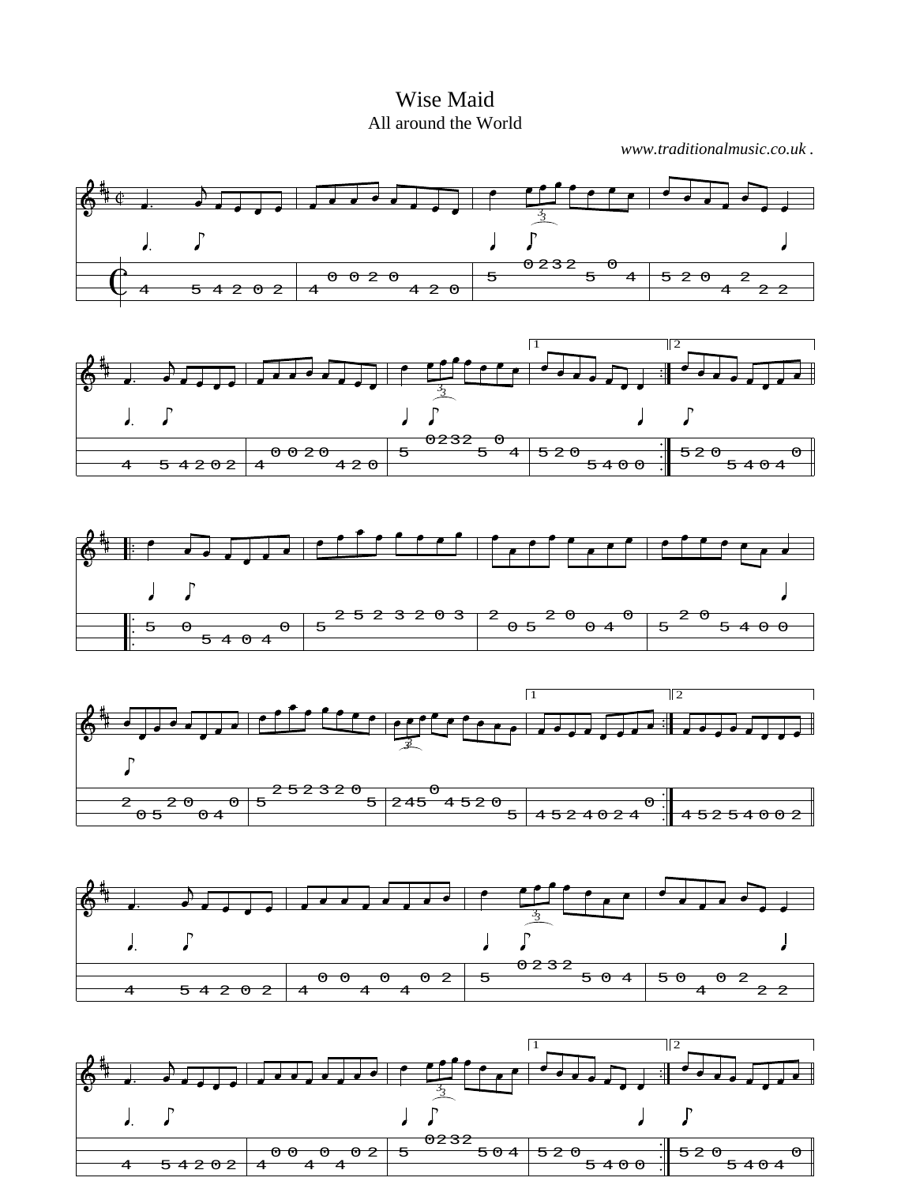# Wise Maid

All around the World

*www.traditionalmusic.co.uk .*